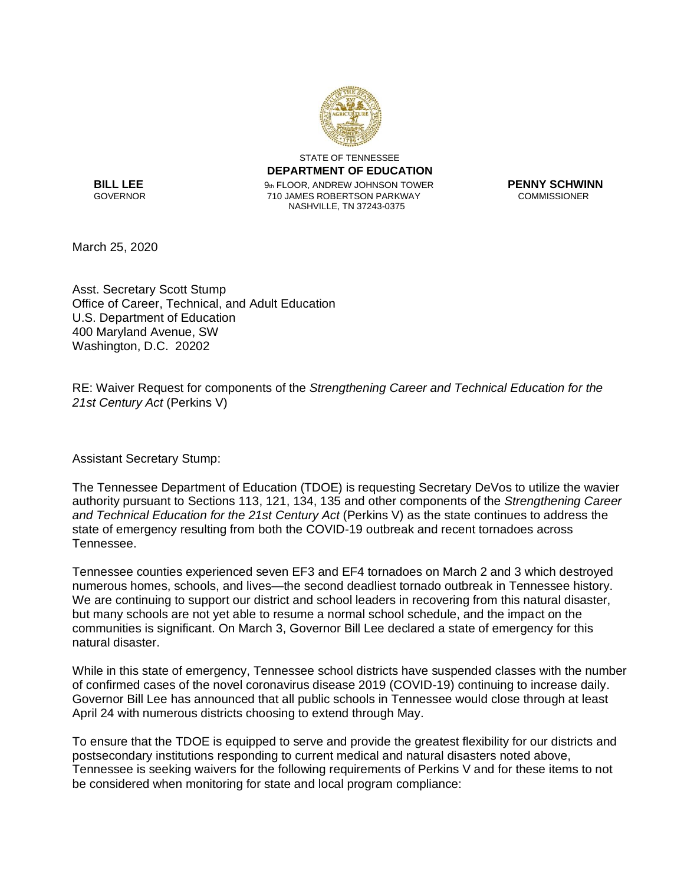STATE OF TENNESSEE
**DEPARTMENT OF EDUCATION**
9th FLOOR, ANDREW JOHNSON TOWER
710 JAMES ROBERTSON PARKWAY
NASHVILLE, TN 37243-0375

**BILL LEE**
GOVERNOR

**PENNY SCHWINN**
COMMISSIONER

March 25, 2020

Asst. Secretary Scott Stump
Office of Career, Technical, and Adult Education
U.S. Department of Education
400 Maryland Avenue, SW
Washington, D.C. 20202

RE: Waiver Request for components of the *Strengthening Career and Technical Education for the 21st Century Act* (Perkins V)

Assistant Secretary Stump:

The Tennessee Department of Education (TDOE) is requesting Secretary DeVos to utilize the wavier authority pursuant to Sections 113, 121, 134, 135 and other components of the *Strengthening Career and Technical Education for the 21st Century Act* (Perkins V) as the state continues to address the state of emergency resulting from both the COVID-19 outbreak and recent tornadoes across Tennessee.

Tennessee counties experienced seven EF3 and EF4 tornadoes on March 2 and 3 which destroyed numerous homes, schools, and lives—the second deadliest tornado outbreak in Tennessee history. We are continuing to support our district and school leaders in recovering from this natural disaster, but many schools are not yet able to resume a normal school schedule, and the impact on the communities is significant. On March 3, Governor Bill Lee declared a state of emergency for this natural disaster.

While in this state of emergency, Tennessee school districts have suspended classes with the number of confirmed cases of the novel coronavirus disease 2019 (COVID-19) continuing to increase daily. Governor Bill Lee has announced that all public schools in Tennessee would close through at least April 24 with numerous districts choosing to extend through May.

To ensure that the TDOE is equipped to serve and provide the greatest flexibility for our districts and postsecondary institutions responding to current medical and natural disasters noted above, Tennessee is seeking waivers for the following requirements of Perkins V and for these items to not be considered when monitoring for state and local program compliance: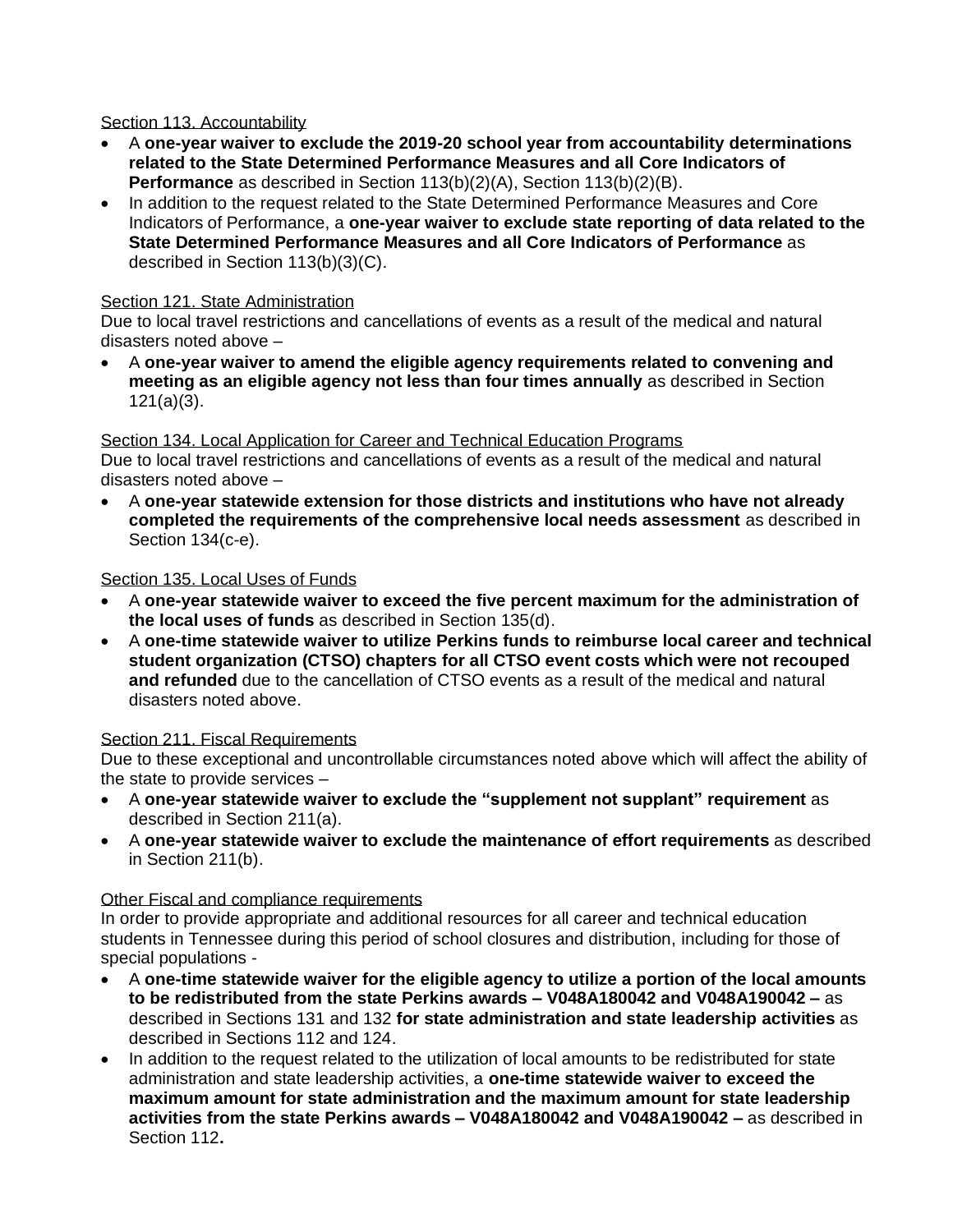Section 113. Accountability

- A **one-year waiver to exclude the 2019-20 school year from accountability determinations related to the State Determined Performance Measures and all Core Indicators of Performance** as described in Section 113(b)(2)(A), Section 113(b)(2)(B).
- In addition to the request related to the State Determined Performance Measures and Core Indicators of Performance, a **one-year waiver to exclude state reporting of data related to the State Determined Performance Measures and all Core Indicators of Performance** as described in Section 113(b)(3)(C).

Section 121. State Administration

Due to local travel restrictions and cancellations of events as a result of the medical and natural disasters noted above –

- A **one-year waiver to amend the eligible agency requirements related to convening and meeting as an eligible agency not less than four times annually** as described in Section 121(a)(3).

Section 134. Local Application for Career and Technical Education Programs

Due to local travel restrictions and cancellations of events as a result of the medical and natural disasters noted above –

- A **one-year statewide extension for those districts and institutions who have not already completed the requirements of the comprehensive local needs assessment** as described in Section 134(c-e).

Section 135. Local Uses of Funds

- A **one-year statewide waiver to exceed the five percent maximum for the administration of the local uses of funds** as described in Section 135(d).
- A **one-time statewide waiver to utilize Perkins funds to reimburse local career and technical student organization (CTSO) chapters for all CTSO event costs which were not recouped and refunded** due to the cancellation of CTSO events as a result of the medical and natural disasters noted above.

Section 211. Fiscal Requirements

Due to these exceptional and uncontrollable circumstances noted above which will affect the ability of the state to provide services –

- A **one-year statewide waiver to exclude the "supplement not supplant" requirement** as described in Section 211(a).
- A **one-year statewide waiver to exclude the maintenance of effort requirements** as described in Section 211(b).

Other Fiscal and compliance requirements

In order to provide appropriate and additional resources for all career and technical education students in Tennessee during this period of school closures and distribution, including for those of special populations -

- A **one-time statewide waiver for the eligible agency to utilize a portion of the local amounts to be redistributed from the state Perkins awards – V048A180042 and V048A190042 –** as described in Sections 131 and 132 **for state administration and state leadership activities** as described in Sections 112 and 124.
- In addition to the request related to the utilization of local amounts to be redistributed for state administration and state leadership activities, a **one-time statewide waiver to exceed the maximum amount for state administration and the maximum amount for state leadership activities from the state Perkins awards – V048A180042 and V048A190042 –** as described in Section 112**.**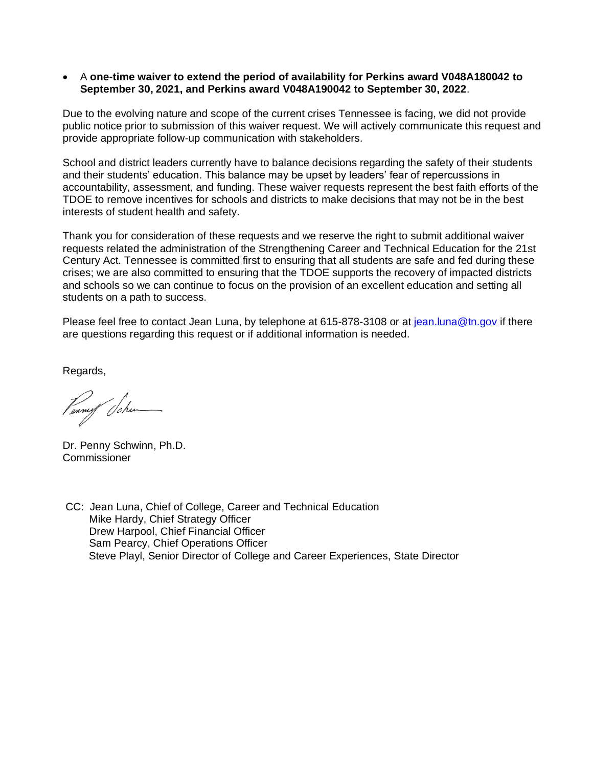- A **one-time waiver to extend the period of availability for Perkins award V048A180042 to September 30, 2021, and Perkins award V048A190042 to September 30, 2022**.

Due to the evolving nature and scope of the current crises Tennessee is facing, we did not provide public notice prior to submission of this waiver request. We will actively communicate this request and provide appropriate follow-up communication with stakeholders.

School and district leaders currently have to balance decisions regarding the safety of their students and their students' education. This balance may be upset by leaders' fear of repercussions in accountability, assessment, and funding. These waiver requests represent the best faith efforts of the TDOE to remove incentives for schools and districts to make decisions that may not be in the best interests of student health and safety.

Thank you for consideration of these requests and we reserve the right to submit additional waiver requests related the administration of the Strengthening Career and Technical Education for the 21st Century Act. Tennessee is committed first to ensuring that all students are safe and fed during these crises; we are also committed to ensuring that the TDOE supports the recovery of impacted districts and schools so we can continue to focus on the provision of an excellent education and setting all students on a path to success.

Please feel free to contact Jean Luna, by telephone at 615-878-3108 or at [jean.luna@tn.gov](mailto:jean.luna@tn.gov) if there are questions regarding this request or if additional information is needed.

Regards,

Dr. Penny Schwinn, Ph.D.
Commissioner

CC: Jean Luna, Chief of College, Career and Technical Education
Mike Hardy, Chief Strategy Officer
Drew Harpool, Chief Financial Officer
Sam Pearcy, Chief Operations Officer
Steve Playl, Senior Director of College and Career Experiences, State Director